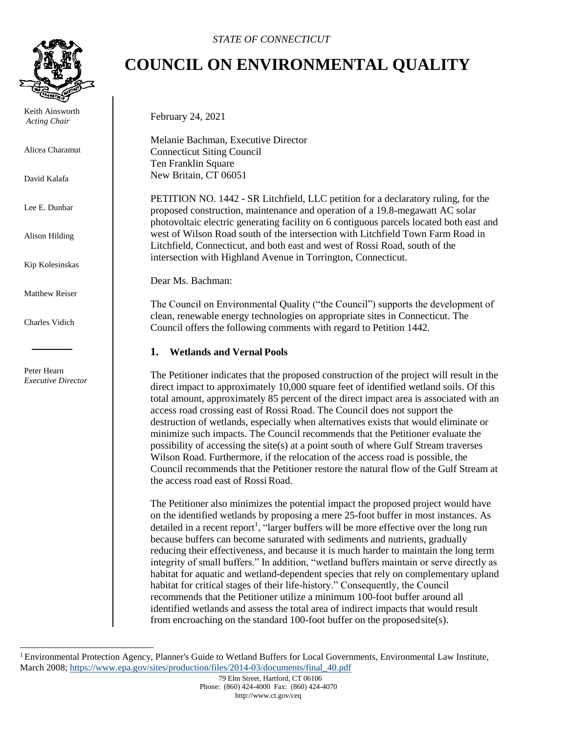*STATE OF CONNECTICUT*

# COUNCIL ON ENVIRONMENTAL QUALITY

Keith Ainsworth
*Acting Chair*

Alicea Charamut

David Kalafa

Lee E. Dunbar

Alison Hilding

Kip Kolesinskas

Matthew Reiser

Charles Vidich

Peter Hearn
*Executive Director*

February 24, 2021

Melanie Bachman, Executive Director
Connecticut Siting Council
Ten Franklin Square
New Britain, CT 06051

PETITION NO. 1442 - SR Litchfield, LLC petition for a declaratory ruling, for the proposed construction, maintenance and operation of a 19.8-megawatt AC solar photovoltaic electric generating facility on 6 contiguous parcels located both east and west of Wilson Road south of the intersection with Litchfield Town Farm Road in Litchfield, Connecticut, and both east and west of Rossi Road, south of the intersection with Highland Avenue in Torrington, Connecticut.

Dear Ms. Bachman:

The Council on Environmental Quality ("the Council") supports the development of clean, renewable energy technologies on appropriate sites in Connecticut. The Council offers the following comments with regard to Petition 1442.

## 1. Wetlands and Vernal Pools

The Petitioner indicates that the proposed construction of the project will result in the direct impact to approximately 10,000 square feet of identified wetland soils. Of this total amount, approximately 85 percent of the direct impact area is associated with an access road crossing east of Rossi Road. The Council does not support the destruction of wetlands, especially when alternatives exists that would eliminate or minimize such impacts. The Council recommends that the Petitioner evaluate the possibility of accessing the site(s) at a point south of where Gulf Stream traverses Wilson Road. Furthermore, if the relocation of the access road is possible, the Council recommends that the Petitioner restore the natural flow of the Gulf Stream at the access road east of Rossi Road.

The Petitioner also minimizes the potential impact the proposed project would have on the identified wetlands by proposing a mere 25-foot buffer in most instances. As detailed in a recent report[1], "larger buffers will be more effective over the long run because buffers can become saturated with sediments and nutrients, gradually reducing their effectiveness, and because it is much harder to maintain the long term integrity of small buffers." In addition, "wetland buffers maintain or serve directly as habitat for aquatic and wetland-dependent species that rely on complementary upland habitat for critical stages of their life-history." Consequently, the Council recommends that the Petitioner utilize a minimum 100-foot buffer around all identified wetlands and assess the total area of indirect impacts that would result from encroaching on the standard 100-foot buffer on the proposed site(s).

[1] Environmental Protection Agency, Planner's Guide to Wetland Buffers for Local Governments, Environmental Law Institute, March 2008; https://www.epa.gov/sites/production/files/2014-03/documents/final_40.pdf

79 Elm Street, Hartford, CT 06106
Phone: (860) 424-4000 Fax: (860) 424-4070
http://www.ct.gov/ceq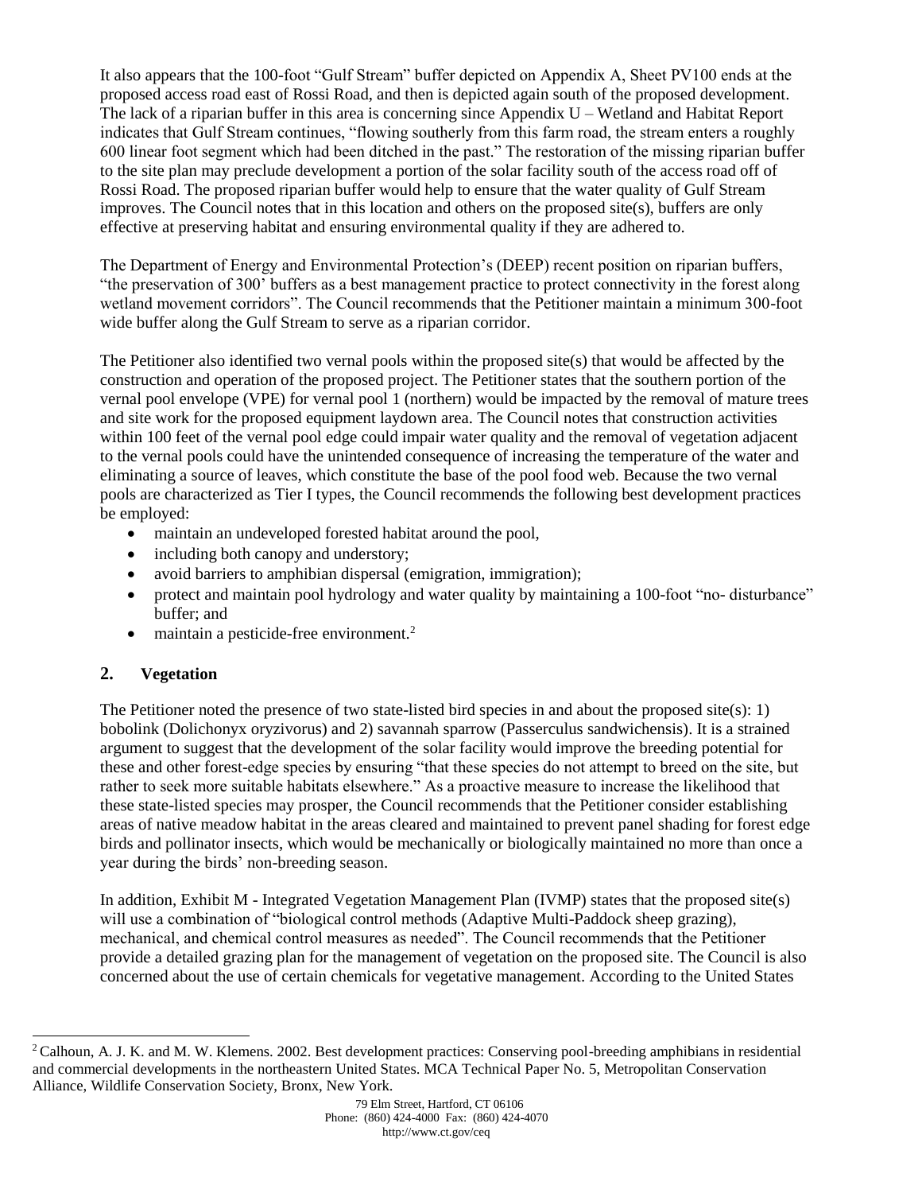It also appears that the 100-foot "Gulf Stream" buffer depicted on Appendix A, Sheet PV100 ends at the proposed access road east of Rossi Road, and then is depicted again south of the proposed development. The lack of a riparian buffer in this area is concerning since Appendix U – Wetland and Habitat Report indicates that Gulf Stream continues, "flowing southerly from this farm road, the stream enters a roughly 600 linear foot segment which had been ditched in the past." The restoration of the missing riparian buffer to the site plan may preclude development a portion of the solar facility south of the access road off of Rossi Road. The proposed riparian buffer would help to ensure that the water quality of Gulf Stream improves. The Council notes that in this location and others on the proposed site(s), buffers are only effective at preserving habitat and ensuring environmental quality if they are adhered to.

The Department of Energy and Environmental Protection's (DEEP) recent position on riparian buffers, "the preservation of 300' buffers as a best management practice to protect connectivity in the forest along wetland movement corridors". The Council recommends that the Petitioner maintain a minimum 300-foot wide buffer along the Gulf Stream to serve as a riparian corridor.

The Petitioner also identified two vernal pools within the proposed site(s) that would be affected by the construction and operation of the proposed project. The Petitioner states that the southern portion of the vernal pool envelope (VPE) for vernal pool 1 (northern) would be impacted by the removal of mature trees and site work for the proposed equipment laydown area. The Council notes that construction activities within 100 feet of the vernal pool edge could impair water quality and the removal of vegetation adjacent to the vernal pools could have the unintended consequence of increasing the temperature of the water and eliminating a source of leaves, which constitute the base of the pool food web. Because the two vernal pools are characterized as Tier I types, the Council recommends the following best development practices be employed:

- maintain an undeveloped forested habitat around the pool,
- including both canopy and understory;
- avoid barriers to amphibian dispersal (emigration, immigration);
- protect and maintain pool hydrology and water quality by maintaining a 100-foot "no- disturbance" buffer; and
- maintain a pesticide-free environment.[2]

## 2. Vegetation

The Petitioner noted the presence of two state-listed bird species in and about the proposed site(s): 1) bobolink (Dolichonyx oryzivorus) and 2) savannah sparrow (Passerculus sandwichensis). It is a strained argument to suggest that the development of the solar facility would improve the breeding potential for these and other forest-edge species by ensuring "that these species do not attempt to breed on the site, but rather to seek more suitable habitats elsewhere." As a proactive measure to increase the likelihood that these state-listed species may prosper, the Council recommends that the Petitioner consider establishing areas of native meadow habitat in the areas cleared and maintained to prevent panel shading for forest edge birds and pollinator insects, which would be mechanically or biologically maintained no more than once a year during the birds' non-breeding season.

In addition, Exhibit M - Integrated Vegetation Management Plan (IVMP) states that the proposed site(s) will use a combination of "biological control methods (Adaptive Multi-Paddock sheep grazing), mechanical, and chemical control measures as needed". The Council recommends that the Petitioner provide a detailed grazing plan for the management of vegetation on the proposed site. The Council is also concerned about the use of certain chemicals for vegetative management. According to the United States

[2] Calhoun, A. J. K. and M. W. Klemens. 2002. Best development practices: Conserving pool-breeding amphibians in residential and commercial developments in the northeastern United States. MCA Technical Paper No. 5, Metropolitan Conservation Alliance, Wildlife Conservation Society, Bronx, New York.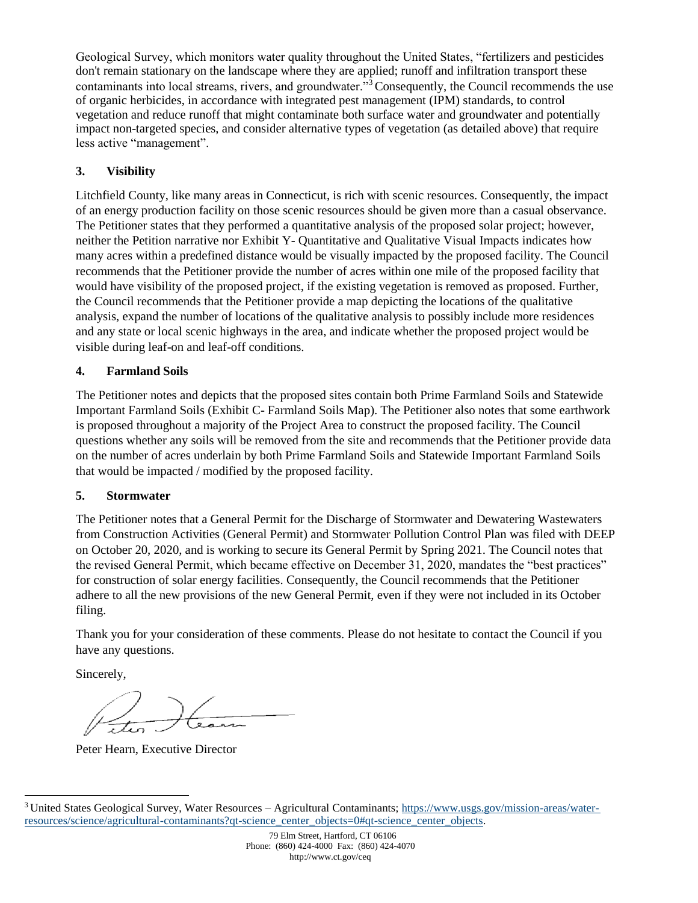Geological Survey, which monitors water quality throughout the United States, "fertilizers and pesticides don't remain stationary on the landscape where they are applied; runoff and infiltration transport these contaminants into local streams, rivers, and groundwater."[3] Consequently, the Council recommends the use of organic herbicides, in accordance with integrated pest management (IPM) standards, to control vegetation and reduce runoff that might contaminate both surface water and groundwater and potentially impact non-targeted species, and consider alternative types of vegetation (as detailed above) that require less active "management".

### 3. Visibility

Litchfield County, like many areas in Connecticut, is rich with scenic resources. Consequently, the impact of an energy production facility on those scenic resources should be given more than a casual observance. The Petitioner states that they performed a quantitative analysis of the proposed solar project; however, neither the Petition narrative nor Exhibit Y- Quantitative and Qualitative Visual Impacts indicates how many acres within a predefined distance would be visually impacted by the proposed facility. The Council recommends that the Petitioner provide the number of acres within one mile of the proposed facility that would have visibility of the proposed project, if the existing vegetation is removed as proposed. Further, the Council recommends that the Petitioner provide a map depicting the locations of the qualitative analysis, expand the number of locations of the qualitative analysis to possibly include more residences and any state or local scenic highways in the area, and indicate whether the proposed project would be visible during leaf-on and leaf-off conditions.

### 4. Farmland Soils

The Petitioner notes and depicts that the proposed sites contain both Prime Farmland Soils and Statewide Important Farmland Soils (Exhibit C- Farmland Soils Map). The Petitioner also notes that some earthwork is proposed throughout a majority of the Project Area to construct the proposed facility. The Council questions whether any soils will be removed from the site and recommends that the Petitioner provide data on the number of acres underlain by both Prime Farmland Soils and Statewide Important Farmland Soils that would be impacted / modified by the proposed facility.

### 5. Stormwater

The Petitioner notes that a General Permit for the Discharge of Stormwater and Dewatering Wastewaters from Construction Activities (General Permit) and Stormwater Pollution Control Plan was filed with DEEP on October 20, 2020, and is working to secure its General Permit by Spring 2021. The Council notes that the revised General Permit, which became effective on December 31, 2020, mandates the "best practices" for construction of solar energy facilities. Consequently, the Council recommends that the Petitioner adhere to all the new provisions of the new General Permit, even if they were not included in its October filing.

Thank you for your consideration of these comments. Please do not hesitate to contact the Council if you have any questions.

Sincerely,

Peter Hearn, Executive Director

---

[3] United States Geological Survey, Water Resources – Agricultural Contaminants; https://www.usgs.gov/mission-areas/water-resources/science/agricultural-contaminants?qt-science_center_objects=0#qt-science_center_objects.

79 Elm Street, Hartford, CT 06106
Phone: (860) 424-4000 Fax: (860) 424-4070
http://www.ct.gov/ceq